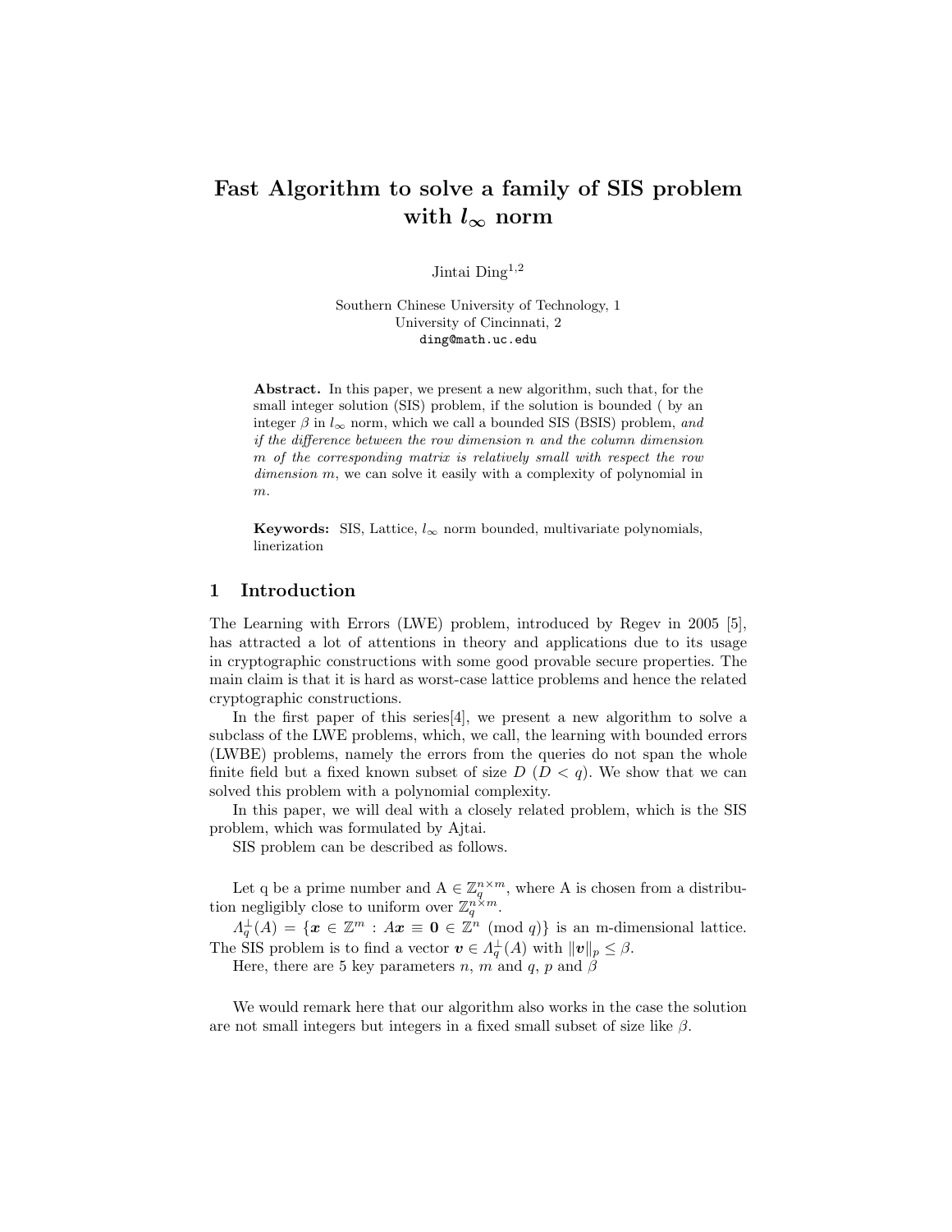# Fast Algorithm to solve a family of SIS problem with $l_\infty$ norm

Jintai Ding[1,2]

Southern Chinese University of Technology, 1
University of Cincinnati, 2
ding@math.uc.edu

**Abstract.** In this paper, we present a new algorithm, such that, for the small integer solution (SIS) problem, if the solution is bounded ( by an integer $\beta$ in $l_\infty$ norm, which we call a bounded SIS (BSIS) problem, *and if the difference between the row dimension n and the column dimension m of the corresponding matrix is relatively small with respect the row dimension m*, we can solve it easily with a complexity of polynomial in $m$.

**Keywords:** SIS, Lattice, $l_\infty$ norm bounded, multivariate polynomials, linerization

## 1 Introduction

The Learning with Errors (LWE) problem, introduced by Regev in 2005 [5], has attracted a lot of attentions in theory and applications due to its usage in cryptographic constructions with some good provable secure properties. The main claim is that it is hard as worst-case lattice problems and hence the related cryptographic constructions.

In the first paper of this series[4], we present a new algorithm to solve a subclass of the LWE problems, which, we call, the learning with bounded errors (LWBE) problems, namely the errors from the queries do not span the whole finite field but a fixed known subset of size $D$ ($D < q$). We show that we can solved this problem with a polynomial complexity.

In this paper, we will deal with a closely related problem, which is the SIS problem, which was formulated by Ajtai.

SIS problem can be described as follows.

Let q be a prime number and A $\in \mathbb{Z}_q^{n\times m}$, where A is chosen from a distribution negligibly close to uniform over $\mathbb{Z}_q^{n\times m}$.

$\Lambda_q^\perp(A) = \{\boldsymbol{x} \in \mathbb{Z}^m : A\boldsymbol{x} \equiv \boldsymbol{0} \in \mathbb{Z}^n \pmod{q}\}$ is an m-dimensional lattice. The SIS problem is to find a vector $\boldsymbol{v} \in \Lambda_q^\perp(A)$ with $\|\boldsymbol{v}\|_p \leq \beta$.

Here, there are 5 key parameters $n$, $m$ and $q$, $p$ and $\beta$

We would remark here that our algorithm also works in the case the solution are not small integers but integers in a fixed small subset of size like $\beta$.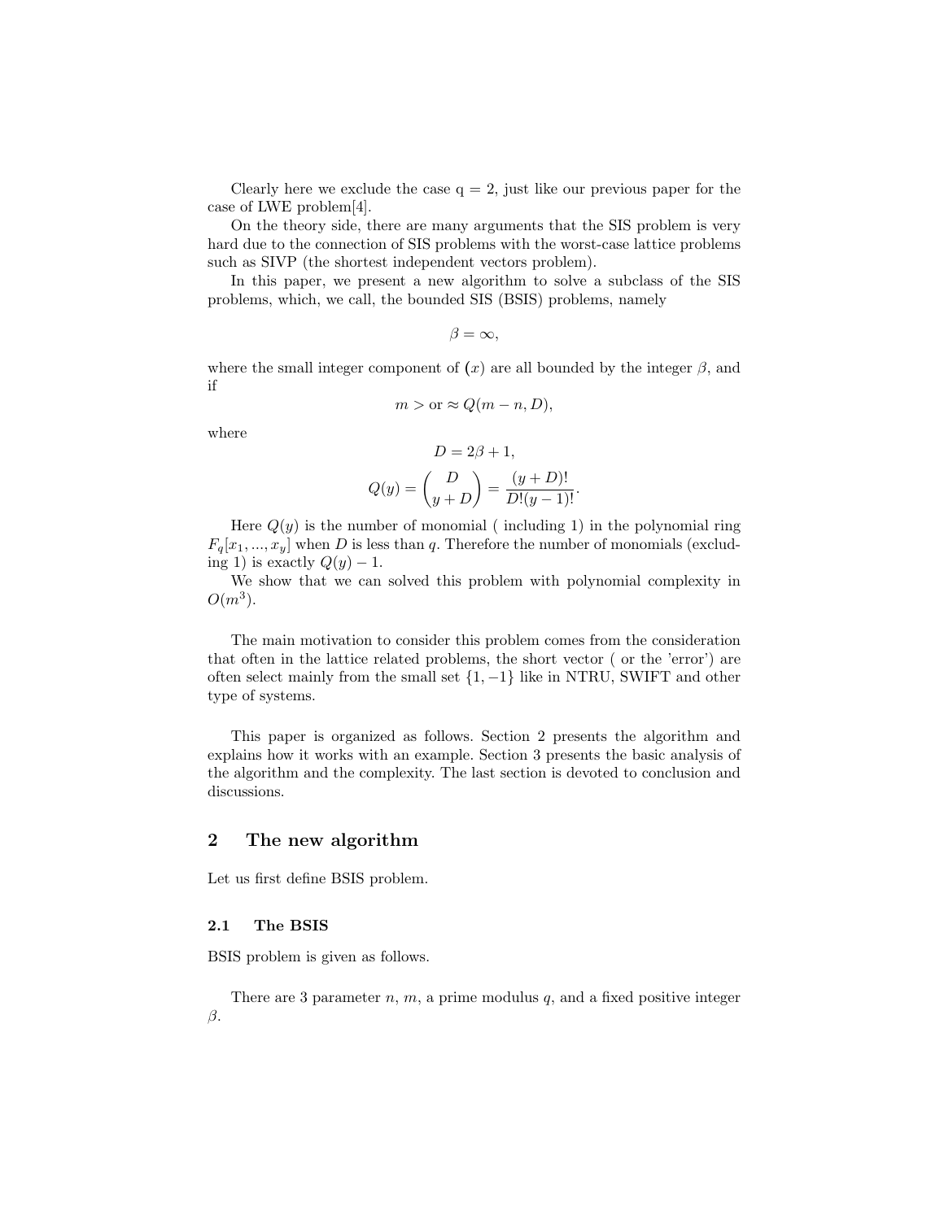Clearly here we exclude the case q = 2, just like our previous paper for the case of LWE problem[4].

On the theory side, there are many arguments that the SIS problem is very hard due to the connection of SIS problems with the worst-case lattice problems such as SIVP (the shortest independent vectors problem).

In this paper, we present a new algorithm to solve a subclass of the SIS problems, which, we call, the bounded SIS (BSIS) problems, namely

$$\beta = \infty,$$

where the small integer component of $(x)$ are all bounded by the integer $\beta$, and if

$$m > \text{or} \approx Q(m-n, D),$$

where

$$D = 2\beta + 1,$$

$$Q(y) = \binom{D}{y+D} = \frac{(y+D)!}{D!(y-1)!}.$$

Here $Q(y)$ is the number of monomial ( including 1) in the polynomial ring $F_q[x_1, ..., x_y]$ when $D$ is less than $q$. Therefore the number of monomials (excluding 1) is exactly $Q(y) - 1$.

We show that we can solved this problem with polynomial complexity in $O(m^3)$.

The main motivation to consider this problem comes from the consideration that often in the lattice related problems, the short vector ( or the 'error') are often select mainly from the small set $\{1, -1\}$ like in NTRU, SWIFT and other type of systems.

This paper is organized as follows. Section 2 presents the algorithm and explains how it works with an example. Section 3 presents the basic analysis of the algorithm and the complexity. The last section is devoted to conclusion and discussions.

## 2 The new algorithm

Let us first define BSIS problem.

### 2.1 The BSIS

BSIS problem is given as follows.

There are 3 parameter $n$, $m$, a prime modulus $q$, and a fixed positive integer $\beta$.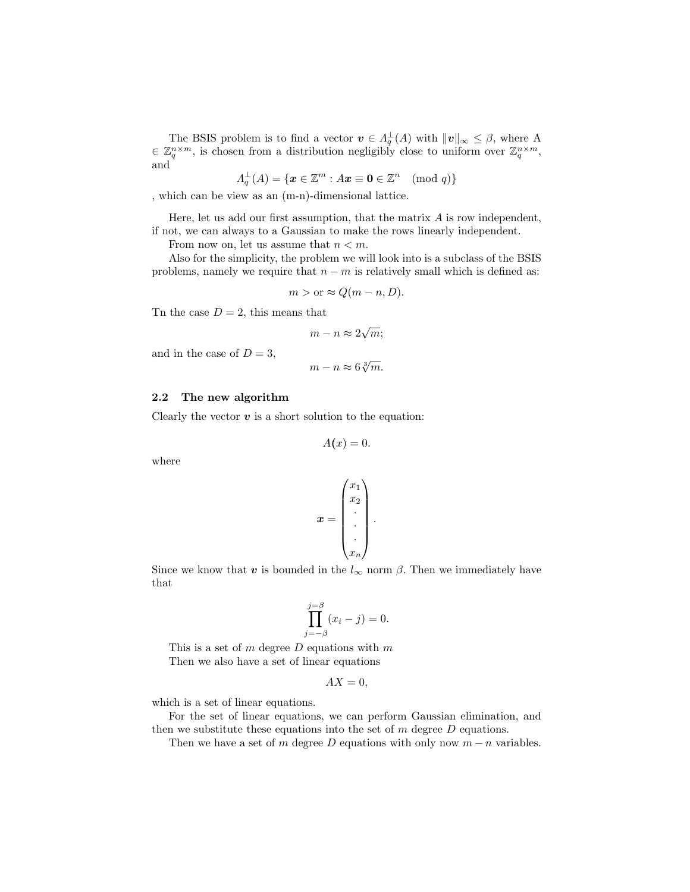The BSIS problem is to find a vector $\boldsymbol{v} \in \Lambda_q^{\perp}(A)$ with $\|\boldsymbol{v}\|_{\infty} \leq \beta$, where A $\in \mathbb{Z}_q^{n\times m}$, is chosen from a distribution negligibly close to uniform over $\mathbb{Z}_q^{n\times m}$, and

$$\Lambda_q^{\perp}(A) = \{\boldsymbol{x} \in \mathbb{Z}^m : A\boldsymbol{x} \equiv \boldsymbol{0} \in \mathbb{Z}^n \pmod q\}$$

, which can be view as an (m-n)-dimensional lattice.

Here, let us add our first assumption, that the matrix $A$ is row independent, if not, we can always to a Gaussian to make the rows linearly independent.

From now on, let us assume that $n < m$.

Also for the simplicity, the problem we will look into is a subclass of the BSIS problems, namely we require that $n - m$ is relatively small which is defined as:

$$m > \text{or} \approx Q(m-n, D).$$

Tn the case $D = 2$, this means that

$$m - n \approx 2\sqrt{m};$$

and in the case of $D = 3$,

$$m - n \approx 6\sqrt[3]{m}.$$

### 2.2 The new algorithm

Clearly the vector $\boldsymbol{v}$ is a short solution to the equation:

$$A(x) = 0.$$

where

$$\boldsymbol{x} = \begin{pmatrix} x_1 \\ x_2 \\ \cdot \\ \cdot \\ \cdot \\ x_n \end{pmatrix}.$$

Since we know that $\boldsymbol{v}$ is bounded in the $l_\infty$ norm $\beta$. Then we immediately have that

$$\prod_{j=-\beta}^{j=\beta} (x_i - j) = 0.$$

This is a set of $m$ degree $D$ equations with $m$

Then we also have a set of linear equations

$$AX = 0,$$

which is a set of linear equations.

For the set of linear equations, we can perform Gaussian elimination, and then we substitute these equations into the set of $m$ degree $D$ equations.

Then we have a set of $m$ degree $D$ equations with only now $m - n$ variables.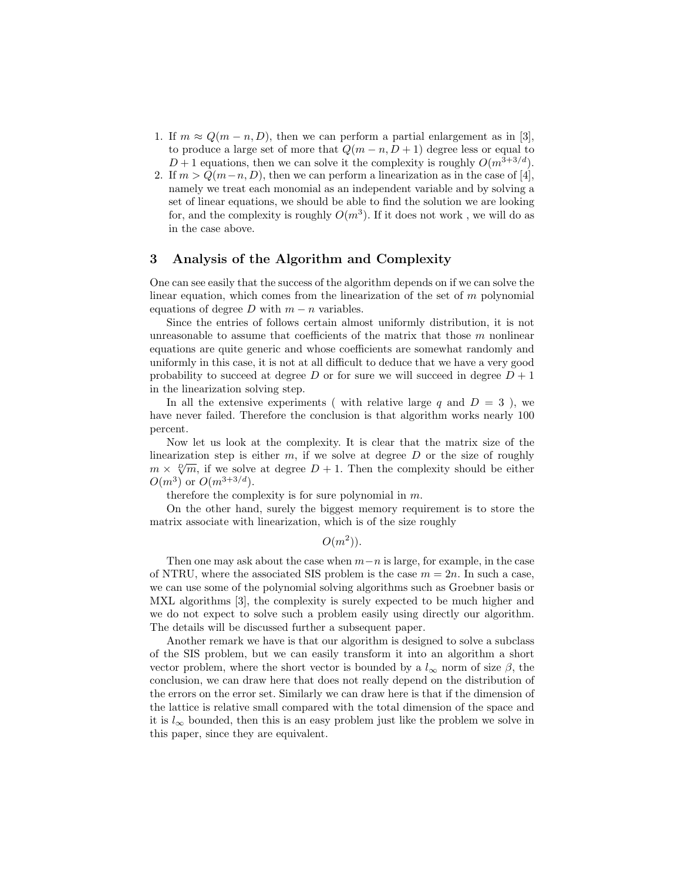1. If $m \approx Q(m-n, D)$, then we can perform a partial enlargement as in [3], to produce a large set of more that $Q(m-n, D+1)$ degree less or equal to $D+1$ equations, then we can solve it the complexity is roughly $O(m^{3+3/d})$.
2. If $m > Q(m-n, D)$, then we can perform a linearization as in the case of [4], namely we treat each monomial as an independent variable and by solving a set of linear equations, we should be able to find the solution we are looking for, and the complexity is roughly $O(m^3)$. If it does not work , we will do as in the case above.

## 3 Analysis of the Algorithm and Complexity

One can see easily that the success of the algorithm depends on if we can solve the linear equation, which comes from the linearization of the set of $m$ polynomial equations of degree $D$ with $m-n$ variables.

Since the entries of follows certain almost uniformly distribution, it is not unreasonable to assume that coefficients of the matrix that those $m$ nonlinear equations are quite generic and whose coefficients are somewhat randomly and uniformly in this case, it is not at all difficult to deduce that we have a very good probability to succeed at degree $D$ or for sure we will succeed in degree $D+1$ in the linearization solving step.

In all the extensive experiments ( with relative large $q$ and $D = 3$ ), we have never failed. Therefore the conclusion is that algorithm works nearly 100 percent.

Now let us look at the complexity. It is clear that the matrix size of the linearization step is either $m$, if we solve at degree $D$ or the size of roughly $m \times \sqrt[D]{m}$, if we solve at degree $D+1$. Then the complexity should be either $O(m^3)$ or $O(m^{3+3/d})$.

therefore the complexity is for sure polynomial in $m$.

On the other hand, surely the biggest memory requirement is to store the matrix associate with linearization, which is of the size roughly

$$O(m^2)).$$

Then one may ask about the case when $m-n$ is large, for example, in the case of NTRU, where the associated SIS problem is the case $m = 2n$. In such a case, we can use some of the polynomial solving algorithms such as Groebner basis or MXL algorithms [3], the complexity is surely expected to be much higher and we do not expect to solve such a problem easily using directly our algorithm. The details will be discussed further a subsequent paper.

Another remark we have is that our algorithm is designed to solve a subclass of the SIS problem, but we can easily transform it into an algorithm a short vector problem, where the short vector is bounded by a $l_\infty$ norm of size $\beta$, the conclusion, we can draw here that does not really depend on the distribution of the errors on the error set. Similarly we can draw here is that if the dimension of the lattice is relative small compared with the total dimension of the space and it is $l_\infty$ bounded, then this is an easy problem just like the problem we solve in this paper, since they are equivalent.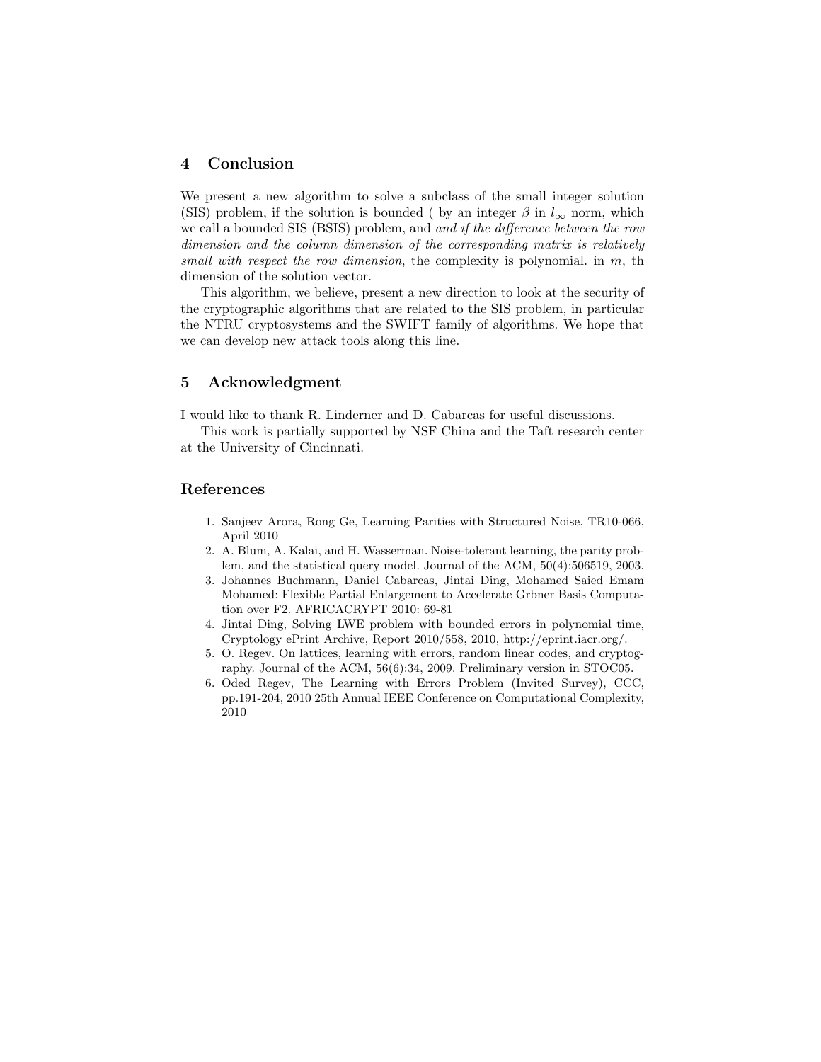## 4 Conclusion

We present a new algorithm to solve a subclass of the small integer solution (SIS) problem, if the solution is bounded ( by an integer $\beta$ in $l_\infty$ norm, which we call a bounded SIS (BSIS) problem, and *and if the difference between the row dimension and the column dimension of the corresponding matrix is relatively small with respect the row dimension*, the complexity is polynomial. in $m$, th dimension of the solution vector.

This algorithm, we believe, present a new direction to look at the security of the cryptographic algorithms that are related to the SIS problem, in particular the NTRU cryptosystems and the SWIFT family of algorithms. We hope that we can develop new attack tools along this line.

## 5 Acknowledgment

I would like to thank R. Linderner and D. Cabarcas for useful discussions.

This work is partially supported by NSF China and the Taft research center at the University of Cincinnati.

## References

1. Sanjeev Arora, Rong Ge, Learning Parities with Structured Noise, TR10-066, April 2010
2. A. Blum, A. Kalai, and H. Wasserman. Noise-tolerant learning, the parity problem, and the statistical query model. Journal of the ACM, 50(4):506519, 2003.
3. Johannes Buchmann, Daniel Cabarcas, Jintai Ding, Mohamed Saied Emam Mohamed: Flexible Partial Enlargement to Accelerate Grbner Basis Computation over F2. AFRICACRYPT 2010: 69-81
4. Jintai Ding, Solving LWE problem with bounded errors in polynomial time, Cryptology ePrint Archive, Report 2010/558, 2010, http://eprint.iacr.org/.
5. O. Regev. On lattices, learning with errors, random linear codes, and cryptography. Journal of the ACM, 56(6):34, 2009. Preliminary version in STOC05.
6. Oded Regev, The Learning with Errors Problem (Invited Survey), CCC, pp.191-204, 2010 25th Annual IEEE Conference on Computational Complexity, 2010